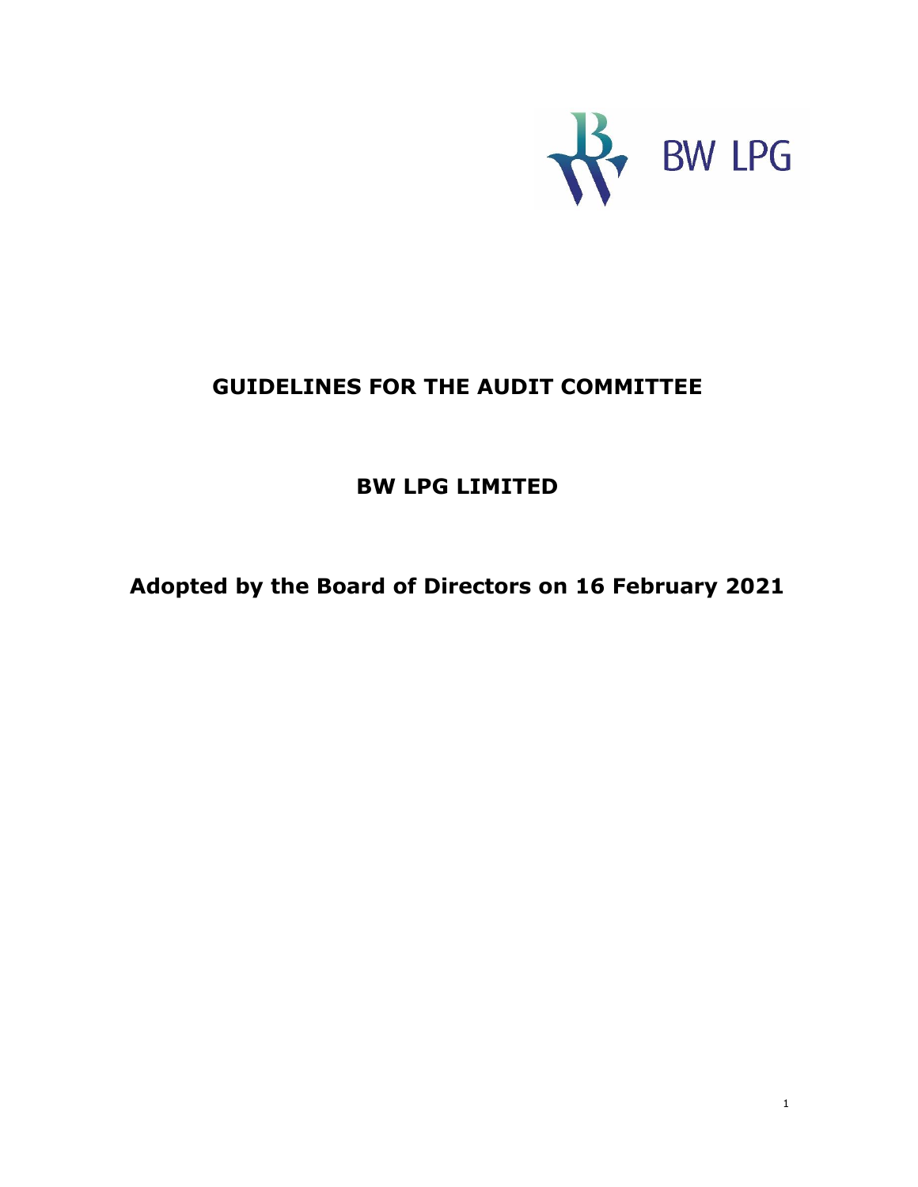BW LPG

# GUIDELINES FOR THE AUDIT COMMITTEE

## BW LPG LIMITED

## Adopted by the Board of Directors on 16 February 2021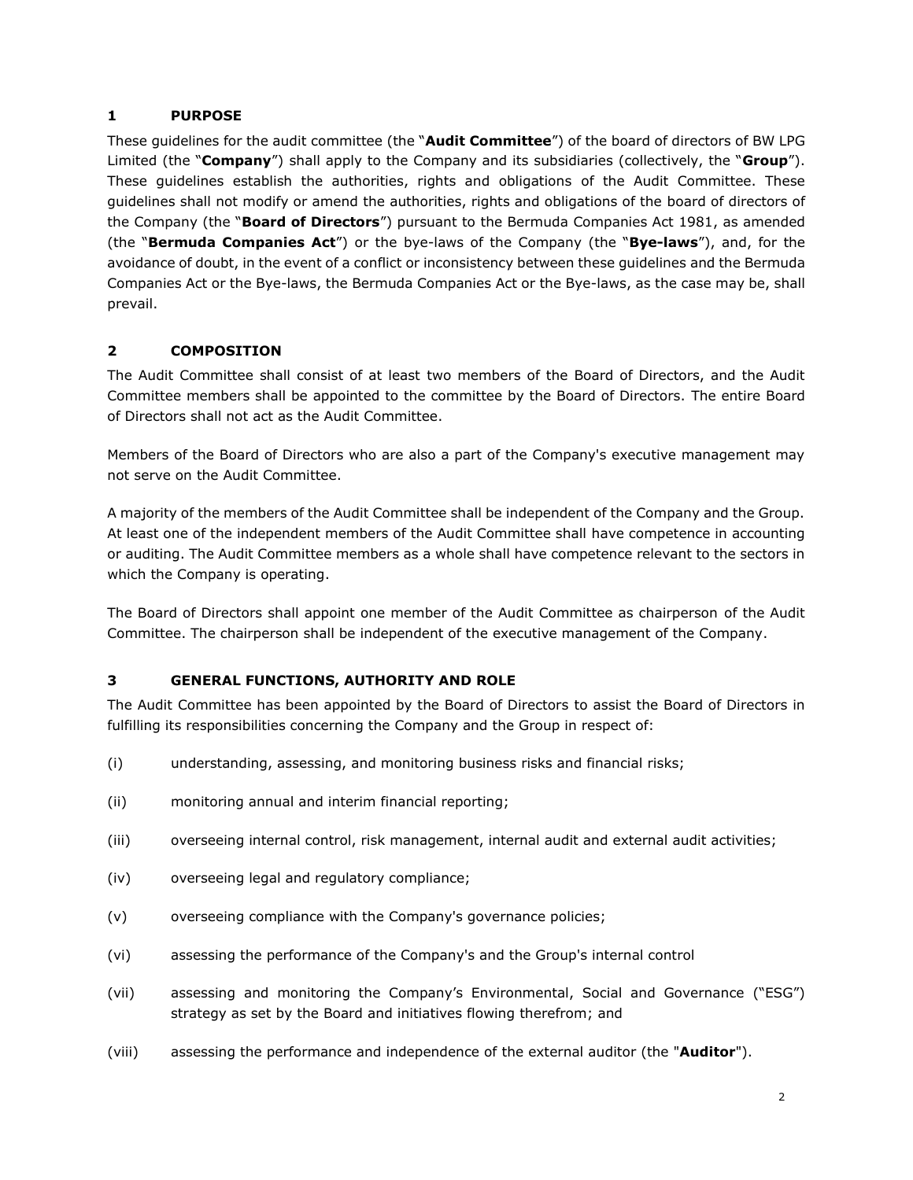## 1 PURPOSE

These guidelines for the audit committee (the "**Audit Committee**") of the board of directors of BW LPG Limited (the "**Company**") shall apply to the Company and its subsidiaries (collectively, the "**Group**"). These guidelines establish the authorities, rights and obligations of the Audit Committee. These guidelines shall not modify or amend the authorities, rights and obligations of the board of directors of the Company (the "**Board of Directors**") pursuant to the Bermuda Companies Act 1981, as amended (the "**Bermuda Companies Act**") or the bye-laws of the Company (the "**Bye-laws**"), and, for the avoidance of doubt, in the event of a conflict or inconsistency between these guidelines and the Bermuda Companies Act or the Bye-laws, the Bermuda Companies Act or the Bye-laws, as the case may be, shall prevail.

## 2 COMPOSITION

The Audit Committee shall consist of at least two members of the Board of Directors, and the Audit Committee members shall be appointed to the committee by the Board of Directors. The entire Board of Directors shall not act as the Audit Committee.

Members of the Board of Directors who are also a part of the Company's executive management may not serve on the Audit Committee.

A majority of the members of the Audit Committee shall be independent of the Company and the Group. At least one of the independent members of the Audit Committee shall have competence in accounting or auditing. The Audit Committee members as a whole shall have competence relevant to the sectors in which the Company is operating.

The Board of Directors shall appoint one member of the Audit Committee as chairperson of the Audit Committee. The chairperson shall be independent of the executive management of the Company.

## 3 GENERAL FUNCTIONS, AUTHORITY AND ROLE

The Audit Committee has been appointed by the Board of Directors to assist the Board of Directors in fulfilling its responsibilities concerning the Company and the Group in respect of:

(i) understanding, assessing, and monitoring business risks and financial risks;

(ii) monitoring annual and interim financial reporting;

(iii) overseeing internal control, risk management, internal audit and external audit activities;

(iv) overseeing legal and regulatory compliance;

(v) overseeing compliance with the Company's governance policies;

(vi) assessing the performance of the Company's and the Group's internal control

(vii) assessing and monitoring the Company's Environmental, Social and Governance ("ESG") strategy as set by the Board and initiatives flowing therefrom; and

(viii) assessing the performance and independence of the external auditor (the "**Auditor**").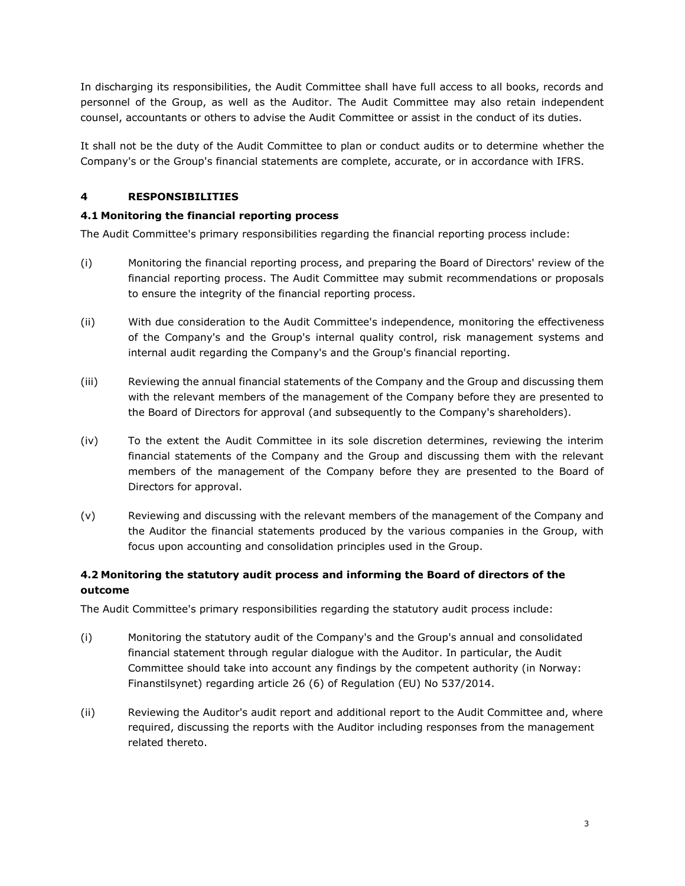In discharging its responsibilities, the Audit Committee shall have full access to all books, records and personnel of the Group, as well as the Auditor. The Audit Committee may also retain independent counsel, accountants or others to advise the Audit Committee or assist in the conduct of its duties.

It shall not be the duty of the Audit Committee to plan or conduct audits or to determine whether the Company's or the Group's financial statements are complete, accurate, or in accordance with IFRS.

## 4 RESPONSIBILITIES

### 4.1 Monitoring the financial reporting process

The Audit Committee's primary responsibilities regarding the financial reporting process include:

(i) Monitoring the financial reporting process, and preparing the Board of Directors' review of the financial reporting process. The Audit Committee may submit recommendations or proposals to ensure the integrity of the financial reporting process.

(ii) With due consideration to the Audit Committee's independence, monitoring the effectiveness of the Company's and the Group's internal quality control, risk management systems and internal audit regarding the Company's and the Group's financial reporting.

(iii) Reviewing the annual financial statements of the Company and the Group and discussing them with the relevant members of the management of the Company before they are presented to the Board of Directors for approval (and subsequently to the Company's shareholders).

(iv) To the extent the Audit Committee in its sole discretion determines, reviewing the interim financial statements of the Company and the Group and discussing them with the relevant members of the management of the Company before they are presented to the Board of Directors for approval.

(v) Reviewing and discussing with the relevant members of the management of the Company and the Auditor the financial statements produced by the various companies in the Group, with focus upon accounting and consolidation principles used in the Group.

### 4.2 Monitoring the statutory audit process and informing the Board of directors of the outcome

The Audit Committee's primary responsibilities regarding the statutory audit process include:

(i) Monitoring the statutory audit of the Company's and the Group's annual and consolidated financial statement through regular dialogue with the Auditor. In particular, the Audit Committee should take into account any findings by the competent authority (in Norway: Finanstilsynet) regarding article 26 (6) of Regulation (EU) No 537/2014.

(ii) Reviewing the Auditor's audit report and additional report to the Audit Committee and, where required, discussing the reports with the Auditor including responses from the management related thereto.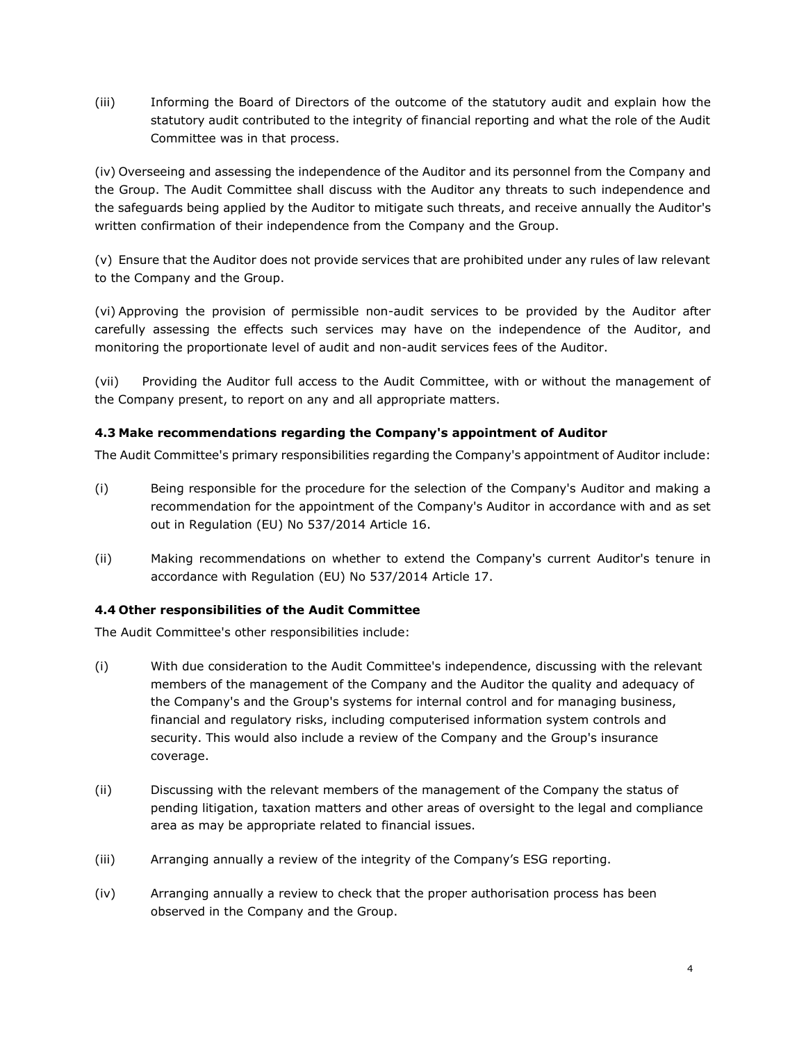(iii) Informing the Board of Directors of the outcome of the statutory audit and explain how the statutory audit contributed to the integrity of financial reporting and what the role of the Audit Committee was in that process.

(iv) Overseeing and assessing the independence of the Auditor and its personnel from the Company and the Group. The Audit Committee shall discuss with the Auditor any threats to such independence and the safeguards being applied by the Auditor to mitigate such threats, and receive annually the Auditor's written confirmation of their independence from the Company and the Group.

(v) Ensure that the Auditor does not provide services that are prohibited under any rules of law relevant to the Company and the Group.

(vi) Approving the provision of permissible non-audit services to be provided by the Auditor after carefully assessing the effects such services may have on the independence of the Auditor, and monitoring the proportionate level of audit and non-audit services fees of the Auditor.

(vii) Providing the Auditor full access to the Audit Committee, with or without the management of the Company present, to report on any and all appropriate matters.

**4.3 Make recommendations regarding the Company's appointment of Auditor**

The Audit Committee's primary responsibilities regarding the Company's appointment of Auditor include:

(i) Being responsible for the procedure for the selection of the Company's Auditor and making a recommendation for the appointment of the Company's Auditor in accordance with and as set out in Regulation (EU) No 537/2014 Article 16.

(ii) Making recommendations on whether to extend the Company's current Auditor's tenure in accordance with Regulation (EU) No 537/2014 Article 17.

**4.4 Other responsibilities of the Audit Committee**

The Audit Committee's other responsibilities include:

(i) With due consideration to the Audit Committee's independence, discussing with the relevant members of the management of the Company and the Auditor the quality and adequacy of the Company's and the Group's systems for internal control and for managing business, financial and regulatory risks, including computerised information system controls and security. This would also include a review of the Company and the Group's insurance coverage.

(ii) Discussing with the relevant members of the management of the Company the status of pending litigation, taxation matters and other areas of oversight to the legal and compliance area as may be appropriate related to financial issues.

(iii) Arranging annually a review of the integrity of the Company's ESG reporting.

(iv) Arranging annually a review to check that the proper authorisation process has been observed in the Company and the Group.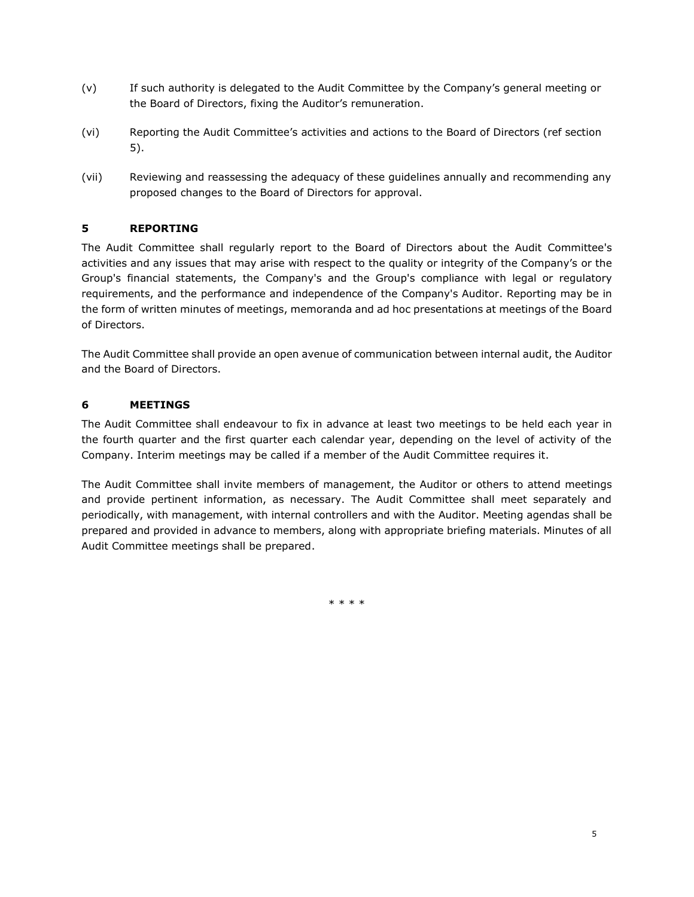(v) If such authority is delegated to the Audit Committee by the Company's general meeting or the Board of Directors, fixing the Auditor's remuneration.

(vi) Reporting the Audit Committee's activities and actions to the Board of Directors (ref section 5).

(vii) Reviewing and reassessing the adequacy of these guidelines annually and recommending any proposed changes to the Board of Directors for approval.

## 5 REPORTING

The Audit Committee shall regularly report to the Board of Directors about the Audit Committee's activities and any issues that may arise with respect to the quality or integrity of the Company's or the Group's financial statements, the Company's and the Group's compliance with legal or regulatory requirements, and the performance and independence of the Company's Auditor. Reporting may be in the form of written minutes of meetings, memoranda and ad hoc presentations at meetings of the Board of Directors.

The Audit Committee shall provide an open avenue of communication between internal audit, the Auditor and the Board of Directors.

## 6 MEETINGS

The Audit Committee shall endeavour to fix in advance at least two meetings to be held each year in the fourth quarter and the first quarter each calendar year, depending on the level of activity of the Company. Interim meetings may be called if a member of the Audit Committee requires it.

The Audit Committee shall invite members of management, the Auditor or others to attend meetings and provide pertinent information, as necessary. The Audit Committee shall meet separately and periodically, with management, with internal controllers and with the Auditor. Meeting agendas shall be prepared and provided in advance to members, along with appropriate briefing materials. Minutes of all Audit Committee meetings shall be prepared.

* * * *